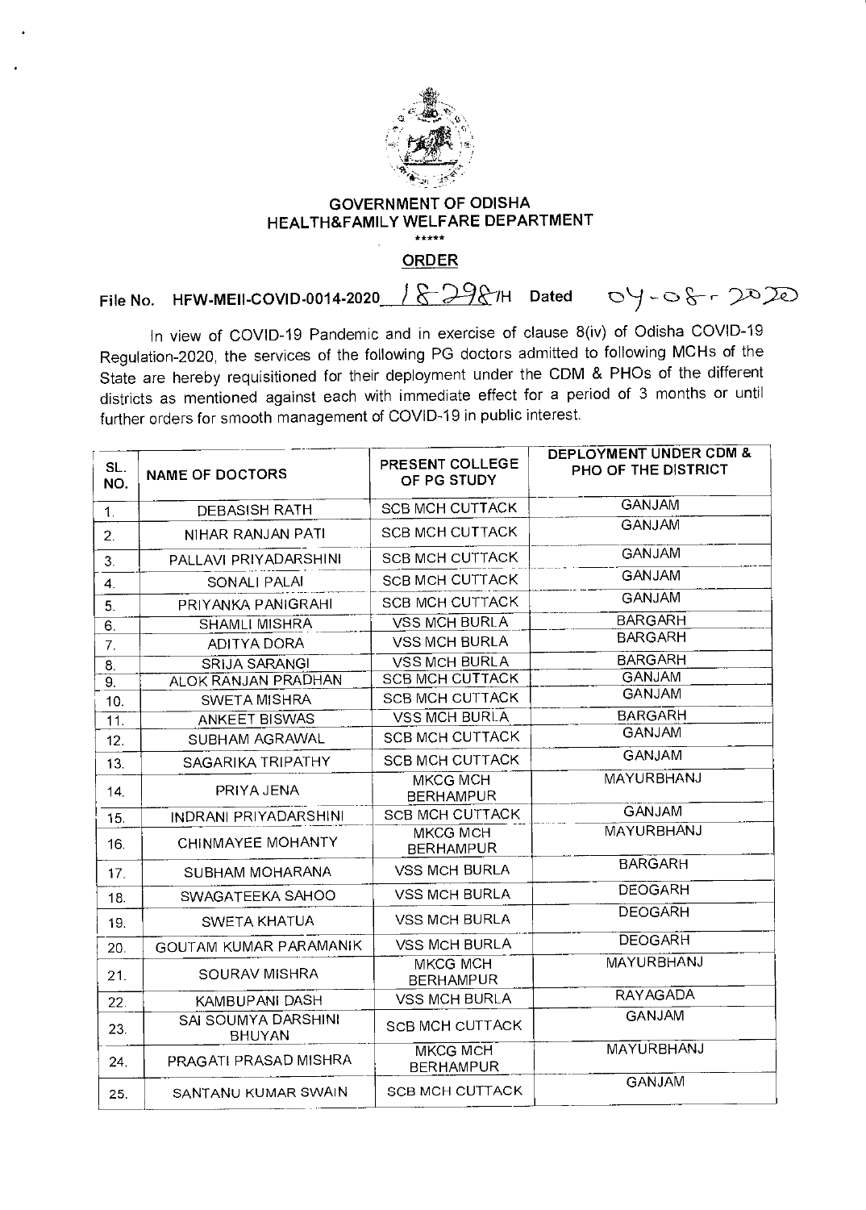# GOVERNMENT OF ODISHA
# HEALTH&FAMILY WELFARE DEPARTMENT

\*\*\*\*\*

## ORDER

**File No. HFW-MEII-COVID-0014-2020 18298/H Dated 04-08-2020**

In view of COVID-19 Pandemic and in exercise of clause 8(iv) of Odisha COVID-19 Regulation-2020, the services of the following PG doctors admitted to following MCHs of the State are hereby requisitioned for their deployment under the CDM & PHOs of the different districts as mentioned against each with immediate effect for a period of 3 months or until further orders for smooth management of COVID-19 in public interest.

| SL. NO. | NAME OF DOCTORS | PRESENT COLLEGE OF PG STUDY | DEPLOYMENT UNDER CDM & PHO OF THE DISTRICT |
|---|---|---|---|
| 1. | DEBASISH RATH | SCB MCH CUTTACK | GANJAM |
| 2. | NIHAR RANJAN PATI | SCB MCH CUTTACK | GANJAM |
| 3. | PALLAVI PRIYADARSHINI | SCB MCH CUTTACK | GANJAM |
| 4. | SONALI PALAI | SCB MCH CUTTACK | GANJAM |
| 5. | PRIYANKA PANIGRAHI | SCB MCH CUTTACK | GANJAM |
| 6. | SHAMLI MISHRA | VSS MCH BURLA | BARGARH |
| 7. | ADITYA DORA | VSS MCH BURLA | BARGARH |
| 8. | SRIJA SARANGI | VSS MCH BURLA | BARGARH |
| 9. | ALOK RANJAN PRADHAN | SCB MCH CUTTACK | GANJAM |
| 10. | SWETA MISHRA | SCB MCH CUTTACK | GANJAM |
| 11. | ANKEET BISWAS | VSS MCH BURLA | BARGARH |
| 12. | SUBHAM AGRAWAL | SCB MCH CUTTACK | GANJAM |
| 13. | SAGARIKA TRIPATHY | SCB MCH CUTTACK | GANJAM |
| 14. | PRIYA JENA | MKCG MCH BERHAMPUR | MAYURBHANJ |
| 15. | INDRANI PRIYADARSHINI | SCB MCH CUTTACK | GANJAM |
| 16. | CHINMAYEE MOHANTY | MKCG MCH BERHAMPUR | MAYURBHANJ |
| 17. | SUBHAM MOHARANA | VSS MCH BURLA | BARGARH |
| 18. | SWAGATEEKA SAHOO | VSS MCH BURLA | DEOGARH |
| 19. | SWETA KHATUA | VSS MCH BURLA | DEOGARH |
| 20. | GOUTAM KUMAR PARAMANIK | VSS MCH BURLA | DEOGARH |
| 21. | SOURAV MISHRA | MKCG MCH BERHAMPUR | MAYURBHANJ |
| 22. | KAMBUPANI DASH | VSS MCH BURLA | RAYAGADA |
| 23. | SAI SOUMYA DARSHINI BHUYAN | SCB MCH CUTTACK | GANJAM |
| 24. | PRAGATI PRASAD MISHRA | MKCG MCH BERHAMPUR | MAYURBHANJ |
| 25. | SANTANU KUMAR SWAIN | SCB MCH CUTTACK | GANJAM |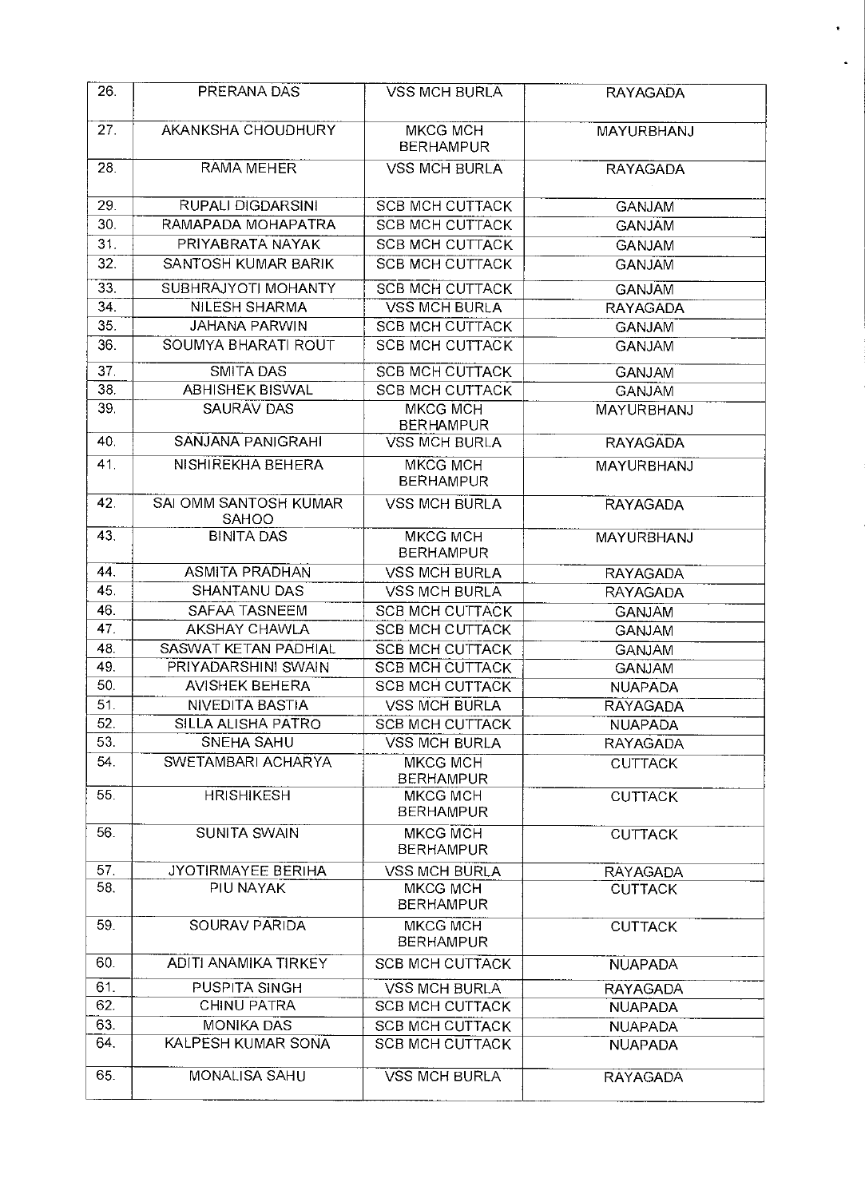| | | | |
|---|---|---|---|
| 26. | PRERANA DAS | VSS MCH BURLA | RAYAGADA |
| 27. | AKANKSHA CHOUDHURY | MKCG MCH BERHAMPUR | MAYURBHANJ |
| 28. | RAMA MEHER | VSS MCH BURLA | RAYAGADA |
| 29. | RUPALI DIGDARSINI | SCB MCH CUTTACK | GANJAM |
| 30. | RAMAPADA MOHAPATRA | SCB MCH CUTTACK | GANJAM |
| 31. | PRIYABRATA NAYAK | SCB MCH CUTTACK | GANJAM |
| 32. | SANTOSH KUMAR BARIK | SCB MCH CUTTACK | GANJAM |
| 33. | SUBHRAJYOTI MOHANTY | SCB MCH CUTTACK | GANJAM |
| 34. | NILESH SHARMA | VSS MCH BURLA | RAYAGADA |
| 35. | JAHANA PARWIN | SCB MCH CUTTACK | GANJAM |
| 36. | SOUMYA BHARATI ROUT | SCB MCH CUTTACK | GANJAM |
| 37. | SMITA DAS | SCB MCH CUTTACK | GANJAM |
| 38. | ABHISHEK BISWAL | SCB MCH CUTTACK | GANJAM |
| 39. | SAURAV DAS | MKCG MCH BERHAMPUR | MAYURBHANJ |
| 40. | SANJANA PANIGRAHI | VSS MCH BURLA | RAYAGADA |
| 41. | NISHIREKHA BEHERA | MKCG MCH BERHAMPUR | MAYURBHANJ |
| 42. | SAI OMM SANTOSH KUMAR SAHOO | VSS MCH BURLA | RAYAGADA |
| 43. | BINITA DAS | MKCG MCH BERHAMPUR | MAYURBHANJ |
| 44. | ASMITA PRADHAN | VSS MCH BURLA | RAYAGADA |
| 45. | SHANTANU DAS | VSS MCH BURLA | RAYAGADA |
| 46. | SAFAA TASNEEM | SCB MCH CUTTACK | GANJAM |
| 47. | AKSHAY CHAWLA | SCB MCH CUTTACK | GANJAM |
| 48. | SASWAT KETAN PADHIAL | SCB MCH CUTTACK | GANJAM |
| 49. | PRIYADARSHINI SWAIN | SCB MCH CUTTACK | GANJAM |
| 50. | AVISHEK BEHERA | SCB MCH CUTTACK | NUAPADA |
| 51. | NIVEDITA BASTIA | VSS MCH BURLA | RAYAGADA |
| 52. | SILLA ALISHA PATRO | SCB MCH CUTTACK | NUAPADA |
| 53. | SNEHA SAHU | VSS MCH BURLA | RAYAGADA |
| 54. | SWETAMBARI ACHARYA | MKCG MCH BERHAMPUR | CUTTACK |
| 55. | HRISHIKESH | MKCG MCH BERHAMPUR | CUTTACK |
| 56. | SUNITA SWAIN | MKCG MCH BERHAMPUR | CUTTACK |
| 57. | JYOTIRMAYEE BERIHA | VSS MCH BURLA | RAYAGADA |
| 58. | PIU NAYAK | MKCG MCH BERHAMPUR | CUTTACK |
| 59. | SOURAV PARIDA | MKCG MCH BERHAMPUR | CUTTACK |
| 60. | ADITI ANAMIKA TIRKEY | SCB MCH CUTTACK | NUAPADA |
| 61. | PUSPITA SINGH | VSS MCH BURLA | RAYAGADA |
| 62. | CHINU PATRA | SCB MCH CUTTACK | NUAPADA |
| 63. | MONIKA DAS | SCB MCH CUTTACK | NUAPADA |
| 64. | KALPESH KUMAR SONA | SCB MCH CUTTACK | NUAPADA |
| 65. | MONALISA SAHU | VSS MCH BURLA | RAYAGADA |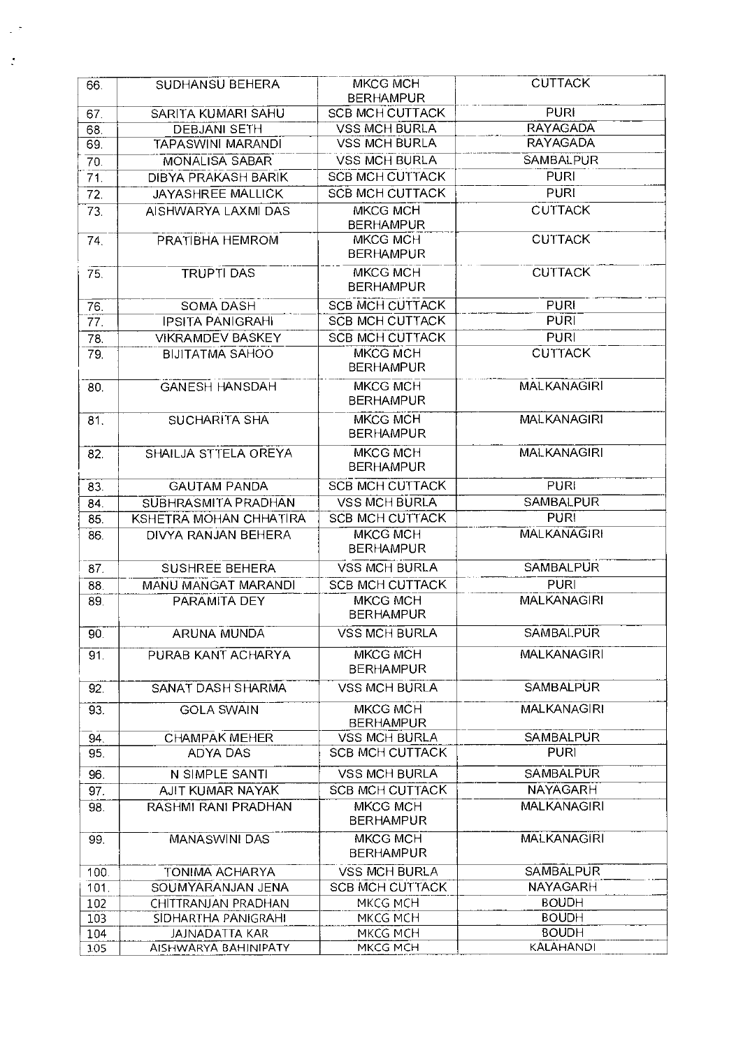| | | | |
|---|---|---|---|
| 66. | SUDHANSU BEHERA | MKCG MCH BERHAMPUR | CUTTACK |
| 67. | SARITA KUMARI SAHU | SCB MCH CUTTACK | PURI |
| 68. | DEBJANI SETH | VSS MCH BURLA | RAYAGADA |
| 69. | TAPASWINI MARANDI | VSS MCH BURLA | RAYAGADA |
| 70. | MONALISA SABAR | VSS MCH BURLA | SAMBALPUR |
| 71. | DIBYA PRAKASH BARIK | SCB MCH CUTTACK | PURI |
| 72. | JAYASHREE MALLICK | SCB MCH CUTTACK | PURI |
| 73. | AISHWARYA LAXMI DAS | MKCG MCH BERHAMPUR | CUTTACK |
| 74. | PRATIBHA HEMROM | MKCG MCH BERHAMPUR | CUTTACK |
| 75. | TRUPTI DAS | MKCG MCH BERHAMPUR | CUTTACK |
| 76. | SOMA DASH | SCB MCH CUTTACK | PURI |
| 77. | IPSITA PANIGRAHI | SCB MCH CUTTACK | PURI |
| 78. | VIKRAMDEV BASKEY | SCB MCH CUTTACK | PURI |
| 79. | BIJITATMA SAHOO | MKCG MCH BERHAMPUR | CUTTACK |
| 80. | GANESH HANSDAH | MKCG MCH BERHAMPUR | MALKANAGIRI |
| 81. | SUCHARITA SHA | MKCG MCH BERHAMPUR | MALKANAGIRI |
| 82. | SHAILJA STTELA OREYA | MKCG MCH BERHAMPUR | MALKANAGIRI |
| 83. | GAUTAM PANDA | SCB MCH CUTTACK | PURI |
| 84. | SUBHRASMITA PRADHAN | VSS MCH BURLA | SAMBALPUR |
| 85. | KSHETRA MOHAN CHHATIRA | SCB MCH CUTTACK | PURI |
| 86. | DIVYA RANJAN BEHERA | MKCG MCH BERHAMPUR | MALKANAGIRI |
| 87. | SUSHREE BEHERA | VSS MCH BURLA | SAMBALPUR |
| 88. | MANU MANGAT MARANDI | SCB MCH CUTTACK | PURI |
| 89. | PARAMITA DEY | MKCG MCH BERHAMPUR | MALKANAGIRI |
| 90. | ARUNA MUNDA | VSS MCH BURLA | SAMBALPUR |
| 91. | PURAB KANT ACHARYA | MKCG MCH BERHAMPUR | MALKANAGIRI |
| 92. | SANAT DASH SHARMA | VSS MCH BURLA | SAMBALPUR |
| 93. | GOLA SWAIN | MKCG MCH BERHAMPUR | MALKANAGIRI |
| 94. | CHAMPAK MEHER | VSS MCH BURLA | SAMBALPUR |
| 95. | ADYA DAS | SCB MCH CUTTACK | PURI |
| 96. | N SIMPLE SANTI | VSS MCH BURLA | SAMBALPUR |
| 97. | AJIT KUMAR NAYAK | SCB MCH CUTTACK | NAYAGARH |
| 98. | RASHMI RANI PRADHAN | MKCG MCH BERHAMPUR | MALKANAGIRI |
| 99. | MANASWINI DAS | MKCG MCH BERHAMPUR | MALKANAGIRI |
| 100. | TONIMA ACHARYA | VSS MCH BURLA | SAMBALPUR |
| 101. | SOUMYARANJAN JENA | SCB MCH CUTTACK | NAYAGARH |
| 102 | CHITTRANJAN PRADHAN | MKCG MCH | BOUDH |
| 103 | SIDHARTHA PANIGRAHI | MKCG MCH | BOUDH |
| 104 | JAJNADATTA KAR | MKCG MCH | BOUDH |
| 105 | AISHWARYA BAHINIPATY | MKCG MCH | KALAHANDI |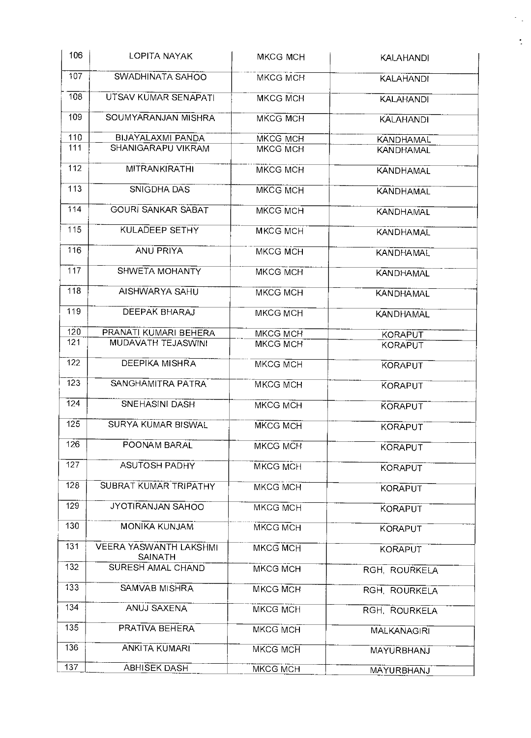| 106 | LOPITA NAYAK | MKCG MCH | KALAHANDI |
|---|---|---|---|
| 107 | SWADHINATA SAHOO | MKCG MCH | KALAHANDI |
| 108 | UTSAV KUMAR SENAPATI | MKCG MCH | KALAHANDI |
| 109 | SOUMYARANJAN MISHRA | MKCG MCH | KALAHANDI |
| 110 | BIJAYALAXMI PANDA | MKCG MCH | KANDHAMAL |
| 111 | SHANIGARAPU VIKRAM | MKCG MCH | KANDHAMAL |
| 112 | MITRANKIRATHI | MKCG MCH | KANDHAMAL |
| 113 | SNIGDHA DAS | MKCG MCH | KANDHAMAL |
| 114 | GOURI SANKAR SABAT | MKCG MCH | KANDHAMAL |
| 115 | KULADEEP SETHY | MKCG MCH | KANDHAMAL |
| 116 | ANU PRIYA | MKCG MCH | KANDHAMAL |
| 117 | SHWETA MOHANTY | MKCG MCH | KANDHAMAL |
| 118 | AISHWARYA SAHU | MKCG MCH | KANDHAMAL |
| 119 | DEEPAK BHARAJ | MKCG MCH | KANDHAMAL |
| 120 | PRANATI KUMARI BEHERA | MKCG MCH | KORAPUT |
| 121 | MUDAVATH TEJASWINI | MKCG MCH | KORAPUT |
| 122 | DEEPIKA MISHRA | MKCG MCH | KORAPUT |
| 123 | SANGHAMITRA PATRA | MKCG MCH | KORAPUT |
| 124 | SNEHASINI DASH | MKCG MCH | KORAPUT |
| 125 | SURYA KUMAR BISWAL | MKCG MCH | KORAPUT |
| 126 | POONAM BARAL | MKCG MCH | KORAPUT |
| 127 | ASUTOSH PADHY | MKCG MCH | KORAPUT |
| 128 | SUBRAT KUMAR TRIPATHY | MKCG MCH | KORAPUT |
| 129 | JYOTIRANJAN SAHOO | MKCG MCH | KORAPUT |
| 130 | MONIKA KUNJAM | MKCG MCH | KORAPUT |
| 131 | VEERA YASWANTH LAKSHMI SAINATH | MKCG MCH | KORAPUT |
| 132 | SURESH AMAL CHAND | MKCG MCH | RGH, ROURKELA |
| 133 | SAMVAB MISHRA | MKCG MCH | RGH, ROURKELA |
| 134 | ANUJ SAXENA | MKCG MCH | RGH, ROURKELA |
| 135 | PRATIVA BEHERA | MKCG MCH | MALKANAGIRI |
| 136 | ANKITA KUMARI | MKCG MCH | MAYURBHANJ |
| 137 | ABHISEK DASH | MKCG MCH | MAYURBHANJ |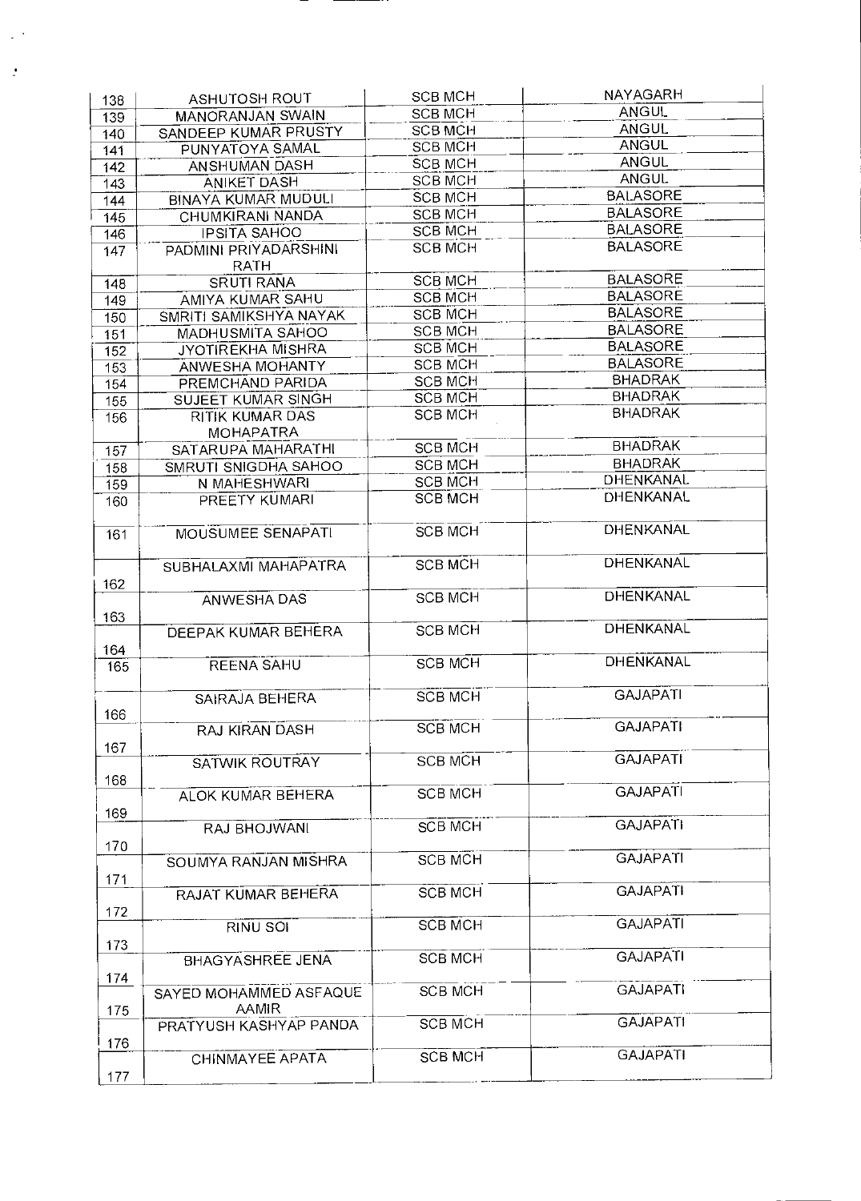| 138 | ASHUTOSH ROUT | SCB MCH | NAYAGARH |
|---|---|---|---|
| 139 | MANORANJAN SWAIN | SCB MCH | ANGUL |
| 140 | SANDEEP KUMAR PRUSTY | SCB MCH | ANGUL |
| 141 | PUNYATOYA SAMAL | SCB MCH | ANGUL |
| 142 | ANSHUMAN DASH | SCB MCH | ANGUL |
| 143 | ANIKET DASH | SCB MCH | ANGUL |
| 144 | BINAYA KUMAR MUDULI | SCB MCH | BALASORE |
| 145 | CHUMKIRANI NANDA | SCB MCH | BALASORE |
| 146 | IPSITA SAHOO | SCB MCH | BALASORE |
| 147 | PADMINI PRIYADARSHINI RATH | SCB MCH | BALASORE |
| 148 | SRUTI RANA | SCB MCH | BALASORE |
| 149 | AMIYA KUMAR SAHU | SCB MCH | BALASORE |
| 150 | SMRITI SAMIKSHYA NAYAK | SCB MCH | BALASORE |
| 151 | MADHUSMITA SAHOO | SCB MCH | BALASORE |
| 152 | JYOTIREKHA MISHRA | SCB MCH | BALASORE |
| 153 | ANWESHA MOHANTY | SCB MCH | BALASORE |
| 154 | PREMCHAND PARIDA | SCB MCH | BHADRAK |
| 155 | SUJEET KUMAR SINGH | SCB MCH | BHADRAK |
| 156 | RITIK KUMAR DAS MOHAPATRA | SCB MCH | BHADRAK |
| 157 | SATARUPA MAHARATHI | SCB MCH | BHADRAK |
| 158 | SMRUTI SNIGDHA SAHOO | SCB MCH | BHADRAK |
| 159 | N MAHESHWARI | SCB MCH | DHENKANAL |
| 160 | PREETY KUMARI | SCB MCH | DHENKANAL |
| 161 | MOUSUMEE SENAPATI | SCB MCH | DHENKANAL |
| 162 | SUBHALAXMI MAHAPATRA | SCB MCH | DHENKANAL |
| 163 | ANWESHA DAS | SCB MCH | DHENKANAL |
| 164 | DEEPAK KUMAR BEHERA | SCB MCH | DHENKANAL |
| 165 | REENA SAHU | SCB MCH | DHENKANAL |
| 166 | SAIRAJA BEHERA | SCB MCH | GAJAPATI |
| 167 | RAJ KIRAN DASH | SCB MCH | GAJAPATI |
| 168 | SATWIK ROUTRAY | SCB MCH | GAJAPATI |
| 169 | ALOK KUMAR BEHERA | SCB MCH | GAJAPATI |
| 170 | RAJ BHOJWANI | SCB MCH | GAJAPATI |
| 171 | SOUMYA RANJAN MISHRA | SCB MCH | GAJAPATI |
| 172 | RAJAT KUMAR BEHERA | SCB MCH | GAJAPATI |
| 173 | RINU SOI | SCB MCH | GAJAPATI |
| 174 | BHAGYASHREE JENA | SCB MCH | GAJAPATI |
| 175 | SAYED MOHAMMED ASFAQUE AAMIR | SCB MCH | GAJAPATI |
| 176 | PRATYUSH KASHYAP PANDA | SCB MCH | GAJAPATI |
| 177 | CHINMAYEE APATA | SCB MCH | GAJAPATI |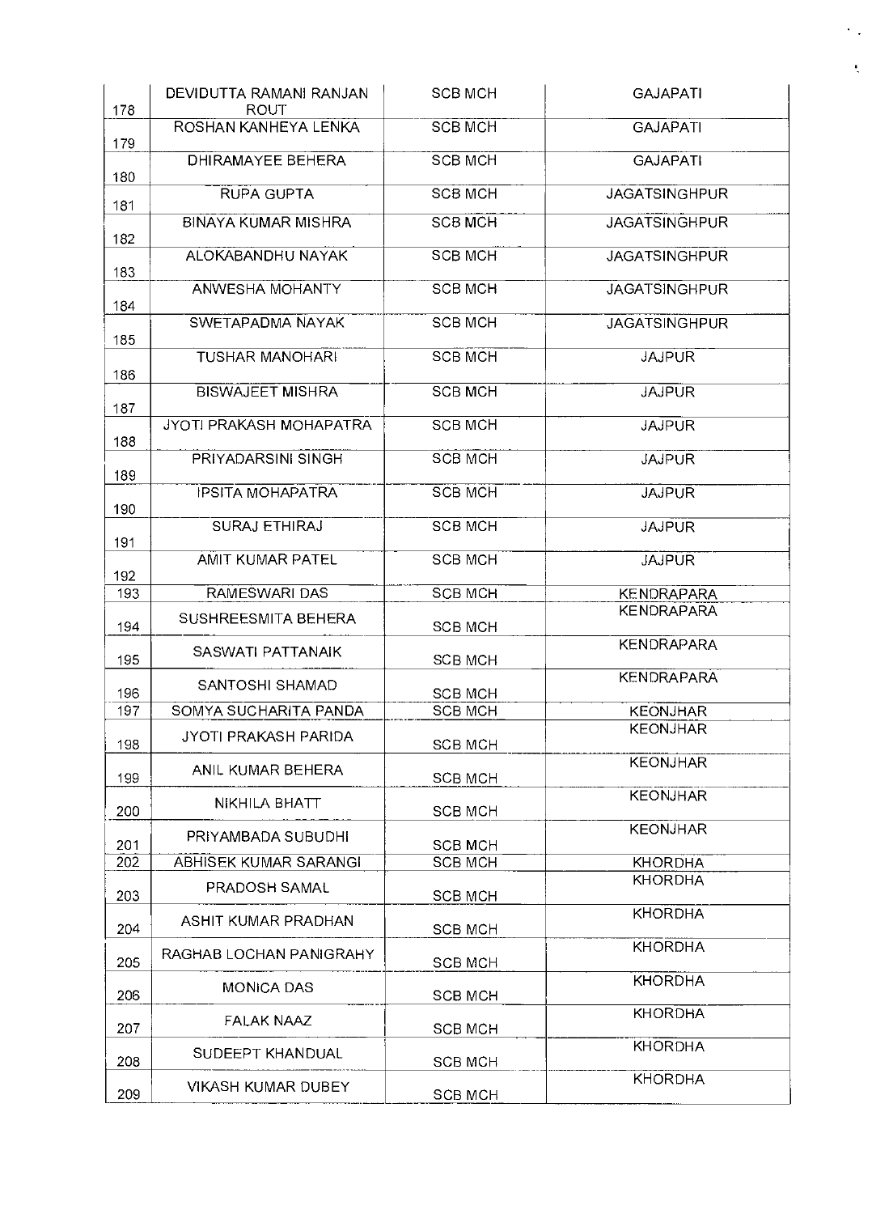| | | | |
|---|---|---|---|
| 178 | DEVIDUTTA RAMANI RANJAN ROUT | SCB MCH | GAJAPATI |
| 179 | ROSHAN KANHEYA LENKA | SCB MCH | GAJAPATI |
| 180 | DHIRAMAYEE BEHERA | SCB MCH | GAJAPATI |
| 181 | RUPA GUPTA | SCB MCH | JAGATSINGHPUR |
| 182 | BINAYA KUMAR MISHRA | SCB MCH | JAGATSINGHPUR |
| 183 | ALOKABANDHU NAYAK | SCB MCH | JAGATSINGHPUR |
| 184 | ANWESHA MOHANTY | SCB MCH | JAGATSINGHPUR |
| 185 | SWETAPADMA NAYAK | SCB MCH | JAGATSINGHPUR |
| 186 | TUSHAR MANOHARI | SCB MCH | JAJPUR |
| 187 | BISWAJEET MISHRA | SCB MCH | JAJPUR |
| 188 | JYOTI PRAKASH MOHAPATRA | SCB MCH | JAJPUR |
| 189 | PRIYADARSINI SINGH | SCB MCH | JAJPUR |
| 190 | IPSITA MOHAPATRA | SCB MCH | JAJPUR |
| 191 | SURAJ ETHIRAJ | SCB MCH | JAJPUR |
| 192 | AMIT KUMAR PATEL | SCB MCH | JAJPUR |
| 193 | RAMESWARI DAS | SCB MCH | KENDRAPARA |
| 194 | SUSHREESMITA BEHERA | SCB MCH | KENDRAPARA |
| 195 | SASWATI PATTANAIK | SCB MCH | KENDRAPARA |
| 196 | SANTOSHI SHAMAD | SCB MCH | KENDRAPARA |
| 197 | SOMYA SUCHARITA PANDA | SCB MCH | KEONJHAR |
| 198 | JYOTI PRAKASH PARIDA | SCB MCH | KEONJHAR |
| 199 | ANIL KUMAR BEHERA | SCB MCH | KEONJHAR |
| 200 | NIKHILA BHATT | SCB MCH | KEONJHAR |
| 201 | PRIYAMBADA SUBUDHI | SCB MCH | KEONJHAR |
| 202 | ABHISEK KUMAR SARANGI | SCB MCH | KHORDHA |
| 203 | PRADOSH SAMAL | SCB MCH | KHORDHA |
| 204 | ASHIT KUMAR PRADHAN | SCB MCH | KHORDHA |
| 205 | RAGHAB LOCHAN PANIGRAHY | SCB MCH | KHORDHA |
| 206 | MONICA DAS | SCB MCH | KHORDHA |
| 207 | FALAK NAAZ | SCB MCH | KHORDHA |
| 208 | SUDEEPT KHANDUAL | SCB MCH | KHORDHA |
| 209 | VIKASH KUMAR DUBEY | SCB MCH | KHORDHA |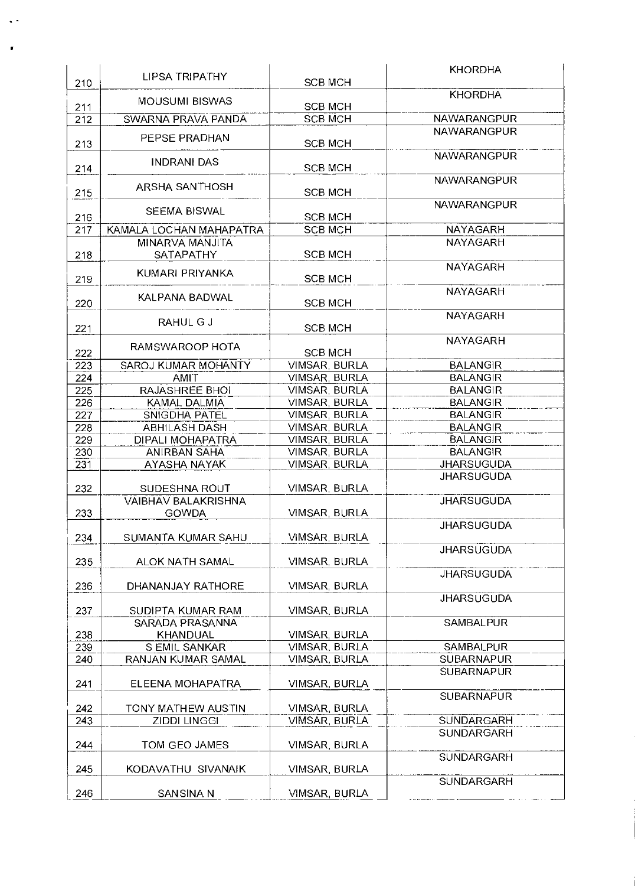| 210 | LIPSA TRIPATHY | SCB MCH | KHORDHA |
|---|---|---|---|
| 211 | MOUSUMI BISWAS | SCB MCH | KHORDHA |
| 212 | SWARNA PRAVA PANDA | SCB MCH | NAWARANGPUR |
| 213 | PEPSE PRADHAN | SCB MCH | NAWARANGPUR |
| 214 | INDRANI DAS | SCB MCH | NAWARANGPUR |
| 215 | ARSHA SANTHOSH | SCB MCH | NAWARANGPUR |
| 216 | SEEMA BISWAL | SCB MCH | NAWARANGPUR |
| 217 | KAMALA LOCHAN MAHAPATRA | SCB MCH | NAYAGARH |
| 218 | MINARVA MANJITA SATAPATHY | SCB MCH | NAYAGARH |
| 219 | KUMARI PRIYANKA | SCB MCH | NAYAGARH |
| 220 | KALPANA BADWAL | SCB MCH | NAYAGARH |
| 221 | RAHUL G J | SCB MCH | NAYAGARH |
| 222 | RAMSWAROOP HOTA | SCB MCH | NAYAGARH |
| 223 | SAROJ KUMAR MOHANTY | VIMSAR, BURLA | BALANGIR |
| 224 | AMIT | VIMSAR, BURLA | BALANGIR |
| 225 | RAJASHREE BHOI | VIMSAR, BURLA | BALANGIR |
| 226 | KAMAL DALMIA | VIMSAR, BURLA | BALANGIR |
| 227 | SNIGDHA PATEL | VIMSAR, BURLA | BALANGIR |
| 228 | ABHILASH DASH | VIMSAR, BURLA | BALANGIR |
| 229 | DIPALI MOHAPATRA | VIMSAR, BURLA | BALANGIR |
| 230 | ANIRBAN SAHA | VIMSAR, BURLA | BALANGIR |
| 231 | AYASHA NAYAK | VIMSAR, BURLA | JHARSUGUDA |
| 232 | SUDESHNA ROUT | VIMSAR, BURLA | JHARSUGUDA |
| 233 | VAIBHAV BALAKRISHNA GOWDA | VIMSAR, BURLA | JHARSUGUDA |
| 234 | SUMANTA KUMAR SAHU | VIMSAR, BURLA | JHARSUGUDA |
| 235 | ALOK NATH SAMAL | VIMSAR, BURLA | JHARSUGUDA |
| 236 | DHANANJAY RATHORE | VIMSAR, BURLA | JHARSUGUDA |
| 237 | SUDIPTA KUMAR RAM | VIMSAR, BURLA | JHARSUGUDA |
| 238 | SARADA PRASANNA KHANDUAL | VIMSAR, BURLA | SAMBALPUR |
| 239 | S EMIL SANKAR | VIMSAR, BURLA | SAMBALPUR |
| 240 | RANJAN KUMAR SAMAL | VIMSAR, BURLA | SUBARNAPUR |
| 241 | ELEENA MOHAPATRA | VIMSAR, BURLA | SUBARNAPUR |
| 242 | TONY MATHEW AUSTIN | VIMSAR, BURLA | SUBARNAPUR |
| 243 | ZIDDI LINGGI | VIMSAR, BURLA | SUNDARGARH |
| 244 | TOM GEO JAMES | VIMSAR, BURLA | SUNDARGARH |
| 245 | KODAVATHU SIVANAIK | VIMSAR, BURLA | SUNDARGARH |
| 246 | SANSINA N | VIMSAR, BURLA | SUNDARGARH |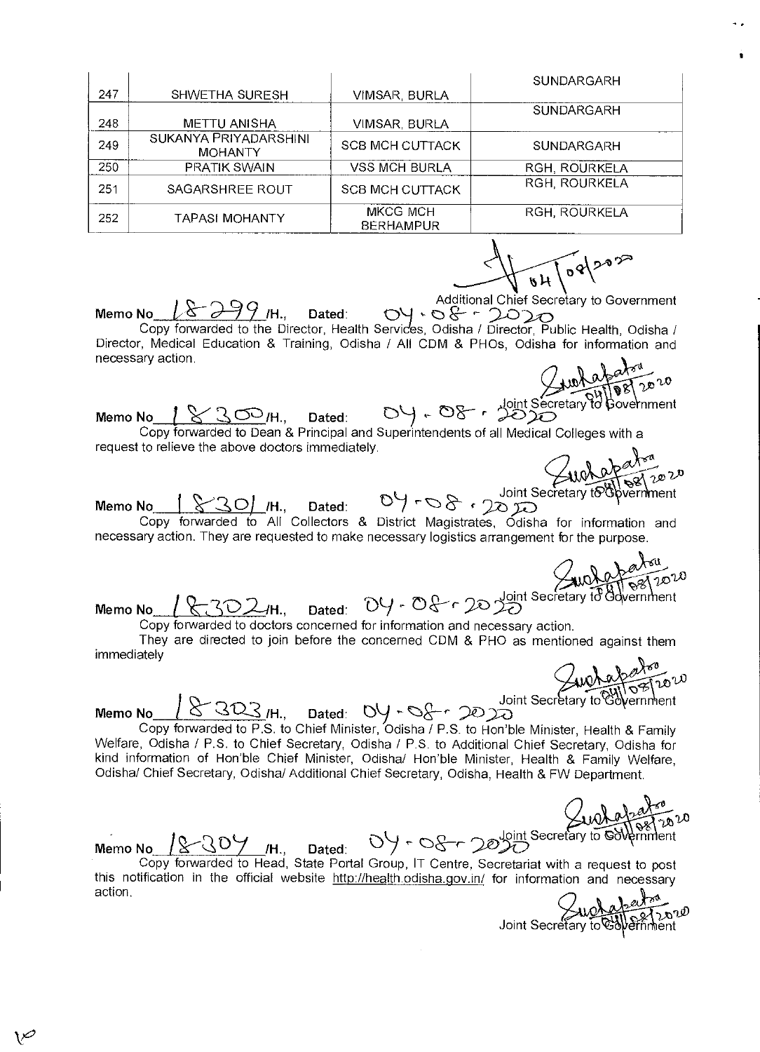| | | | |
|---|---|---|---|
| 247 | SHWETHA SURESH | VIMSAR, BURLA | SUNDARGARH |
| 248 | METTU ANISHA | VIMSAR, BURLA | SUNDARGARH |
| 249 | SUKANYA PRIYADARSHINI MOHANTY | SCB MCH CUTTACK | SUNDARGARH |
| 250 | PRATIK SWAIN | VSS MCH BURLA | RGH, ROURKELA |
| 251 | SAGARSHREE ROUT | SCB MCH CUTTACK | RGH, ROURKELA |
| 252 | TAPASI MOHANTY | MKCG MCH BERHAMPUR | RGH, ROURKELA |

04/08/2020

Additional Chief Secretary to Government

**Memo No** 18299 /H., Dated: 04-08-2020

Copy forwarded to the Director, Health Services, Odisha / Director, Public Health, Odisha / Director, Medical Education & Training, Odisha / All CDM & PHOs, Odisha for information and necessary action.

Joint Secretary to Government

**Memo No** 18300 /H., Dated: 04-08-2020

Copy forwarded to Dean & Principal and Superintendents of all Medical Colleges with a request to relieve the above doctors immediately.

Joint Secretary to Government

**Memo No** 18301 /H., Dated: 04-08-2020

Copy forwarded to All Collectors & District Magistrates, Odisha for information and necessary action. They are requested to make necessary logistics arrangement for the purpose.

Joint Secretary to Government

**Memo No** 18302 /H., Dated: 04-08-2020

Copy forwarded to doctors concerned for information and necessary action.

They are directed to join before the concerned CDM & PHO as mentioned against them immediately

Joint Secretary to Government

**Memo No** 18303 /H., Dated: 04-08-2020

Copy forwarded to P.S. to Chief Minister, Odisha / P.S. to Hon'ble Minister, Health & Family Welfare, Odisha / P.S. to Chief Secretary, Odisha / P.S. to Additional Chief Secretary, Odisha for kind information of Hon'ble Chief Minister, Odisha/ Hon'ble Minister, Health & Family Welfare, Odisha/ Chief Secretary, Odisha/ Additional Chief Secretary, Odisha, Health & FW Department.

Joint Secretary to Government

**Memo No** 18304 /H., Dated: 04-08-2020

Copy forwarded to Head, State Portal Group, IT Centre, Secretariat with a request to post this notification in the official website http://health.odisha.gov.in/ for information and necessary action.

Joint Secretary to Government